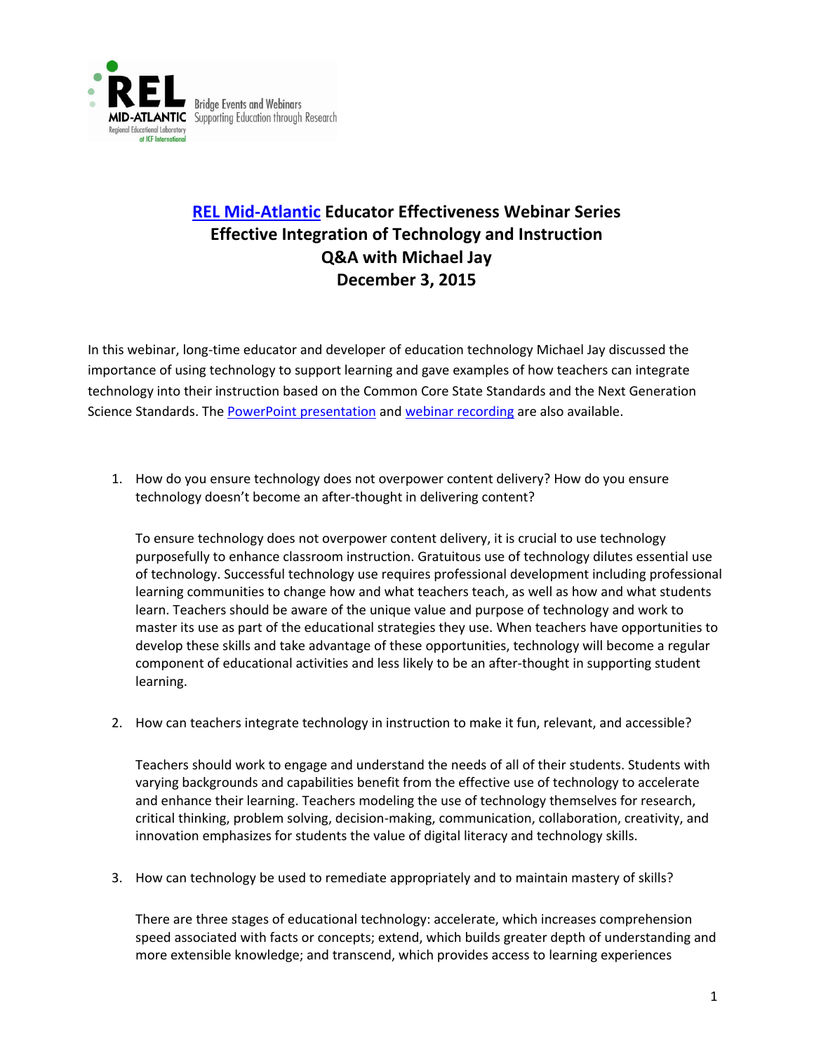# REL Mid-Atlantic Educator Effectiveness Webinar Series
# Effective Integration of Technology and Instruction
# Q&A with Michael Jay
# December 3, 2015

In this webinar, long-time educator and developer of education technology Michael Jay discussed the importance of using technology to support learning and gave examples of how teachers can integrate technology into their instruction based on the Common Core State Standards and the Next Generation Science Standards. The PowerPoint presentation and webinar recording are also available.

1. How do you ensure technology does not overpower content delivery? How do you ensure technology doesn't become an after-thought in delivering content?

   To ensure technology does not overpower content delivery, it is crucial to use technology purposefully to enhance classroom instruction. Gratuitous use of technology dilutes essential use of technology. Successful technology use requires professional development including professional learning communities to change how and what teachers teach, as well as how and what students learn. Teachers should be aware of the unique value and purpose of technology and work to master its use as part of the educational strategies they use. When teachers have opportunities to develop these skills and take advantage of these opportunities, technology will become a regular component of educational activities and less likely to be an after-thought in supporting student learning.

2. How can teachers integrate technology in instruction to make it fun, relevant, and accessible?

   Teachers should work to engage and understand the needs of all of their students. Students with varying backgrounds and capabilities benefit from the effective use of technology to accelerate and enhance their learning. Teachers modeling the use of technology themselves for research, critical thinking, problem solving, decision-making, communication, collaboration, creativity, and innovation emphasizes for students the value of digital literacy and technology skills.

3. How can technology be used to remediate appropriately and to maintain mastery of skills?

   There are three stages of educational technology: accelerate, which increases comprehension speed associated with facts or concepts; extend, which builds greater depth of understanding and more extensible knowledge; and transcend, which provides access to learning experiences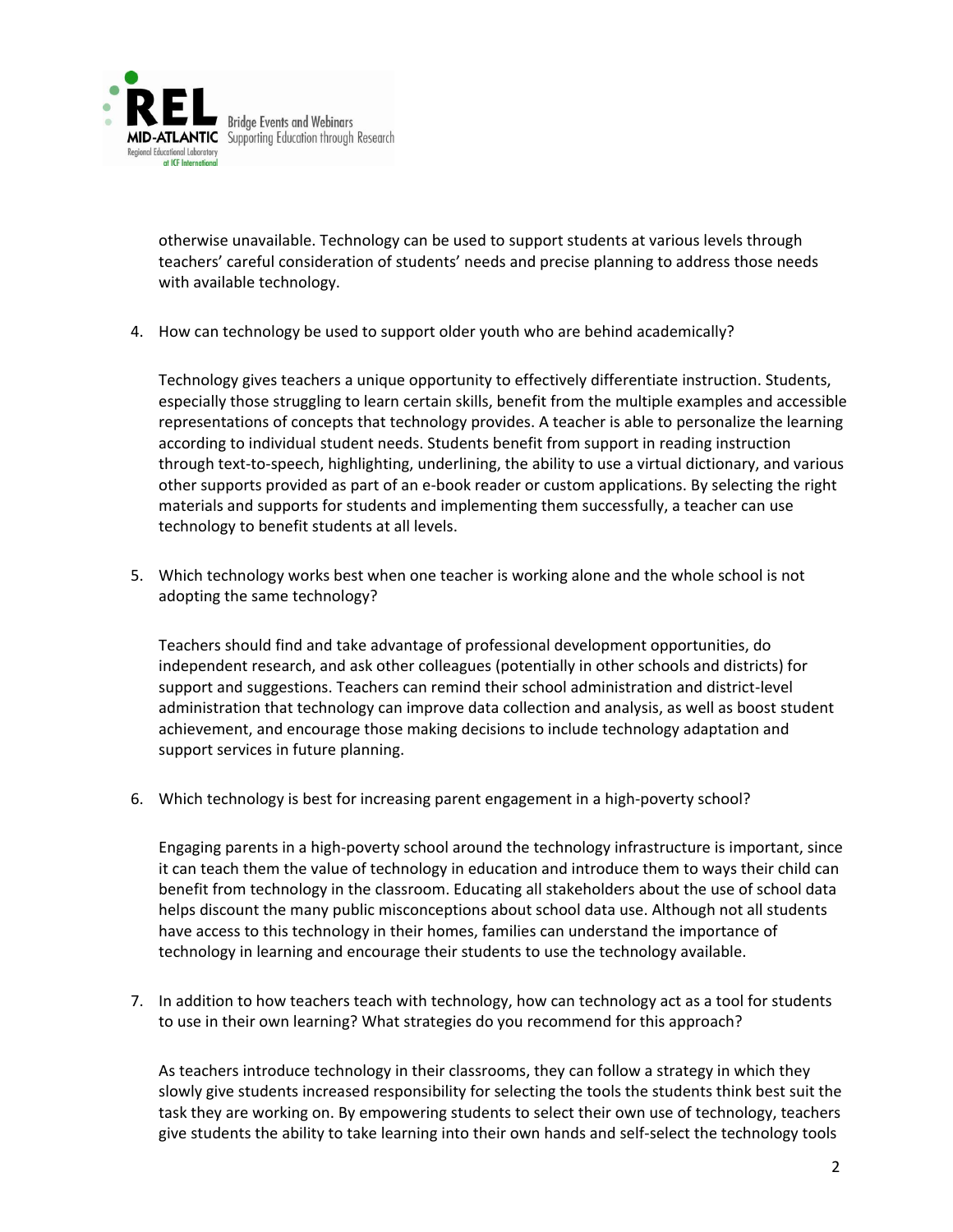otherwise unavailable. Technology can be used to support students at various levels through teachers' careful consideration of students' needs and precise planning to address those needs with available technology.

4. How can technology be used to support older youth who are behind academically?

   Technology gives teachers a unique opportunity to effectively differentiate instruction. Students, especially those struggling to learn certain skills, benefit from the multiple examples and accessible representations of concepts that technology provides. A teacher is able to personalize the learning according to individual student needs. Students benefit from support in reading instruction through text-to-speech, highlighting, underlining, the ability to use a virtual dictionary, and various other supports provided as part of an e-book reader or custom applications. By selecting the right materials and supports for students and implementing them successfully, a teacher can use technology to benefit students at all levels.

5. Which technology works best when one teacher is working alone and the whole school is not adopting the same technology?

   Teachers should find and take advantage of professional development opportunities, do independent research, and ask other colleagues (potentially in other schools and districts) for support and suggestions. Teachers can remind their school administration and district-level administration that technology can improve data collection and analysis, as well as boost student achievement, and encourage those making decisions to include technology adaptation and support services in future planning.

6. Which technology is best for increasing parent engagement in a high-poverty school?

   Engaging parents in a high-poverty school around the technology infrastructure is important, since it can teach them the value of technology in education and introduce them to ways their child can benefit from technology in the classroom. Educating all stakeholders about the use of school data helps discount the many public misconceptions about school data use. Although not all students have access to this technology in their homes, families can understand the importance of technology in learning and encourage their students to use the technology available.

7. In addition to how teachers teach with technology, how can technology act as a tool for students to use in their own learning? What strategies do you recommend for this approach?

   As teachers introduce technology in their classrooms, they can follow a strategy in which they slowly give students increased responsibility for selecting the tools the students think best suit the task they are working on. By empowering students to select their own use of technology, teachers give students the ability to take learning into their own hands and self-select the technology tools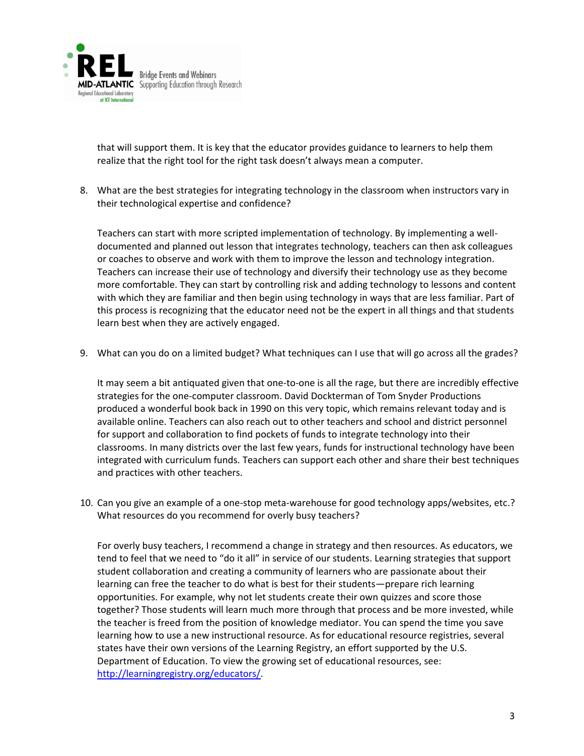that will support them. It is key that the educator provides guidance to learners to help them realize that the right tool for the right task doesn't always mean a computer.

8. What are the best strategies for integrating technology in the classroom when instructors vary in their technological expertise and confidence?

   Teachers can start with more scripted implementation of technology. By implementing a well-documented and planned out lesson that integrates technology, teachers can then ask colleagues or coaches to observe and work with them to improve the lesson and technology integration. Teachers can increase their use of technology and diversify their technology use as they become more comfortable. They can start by controlling risk and adding technology to lessons and content with which they are familiar and then begin using technology in ways that are less familiar. Part of this process is recognizing that the educator need not be the expert in all things and that students learn best when they are actively engaged.

9. What can you do on a limited budget? What techniques can I use that will go across all the grades?

   It may seem a bit antiquated given that one-to-one is all the rage, but there are incredibly effective strategies for the one-computer classroom. David Dockterman of Tom Snyder Productions produced a wonderful book back in 1990 on this very topic, which remains relevant today and is available online. Teachers can also reach out to other teachers and school and district personnel for support and collaboration to find pockets of funds to integrate technology into their classrooms. In many districts over the last few years, funds for instructional technology have been integrated with curriculum funds. Teachers can support each other and share their best techniques and practices with other teachers.

10. Can you give an example of a one-stop meta-warehouse for good technology apps/websites, etc.? What resources do you recommend for overly busy teachers?

    For overly busy teachers, I recommend a change in strategy and then resources. As educators, we tend to feel that we need to "do it all" in service of our students. Learning strategies that support student collaboration and creating a community of learners who are passionate about their learning can free the teacher to do what is best for their students—prepare rich learning opportunities. For example, why not let students create their own quizzes and score those together? Those students will learn much more through that process and be more invested, while the teacher is freed from the position of knowledge mediator. You can spend the time you save learning how to use a new instructional resource. As for educational resource registries, several states have their own versions of the Learning Registry, an effort supported by the U.S. Department of Education. To view the growing set of educational resources, see: [http://learningregistry.org/educators/](http://learningregistry.org/educators/).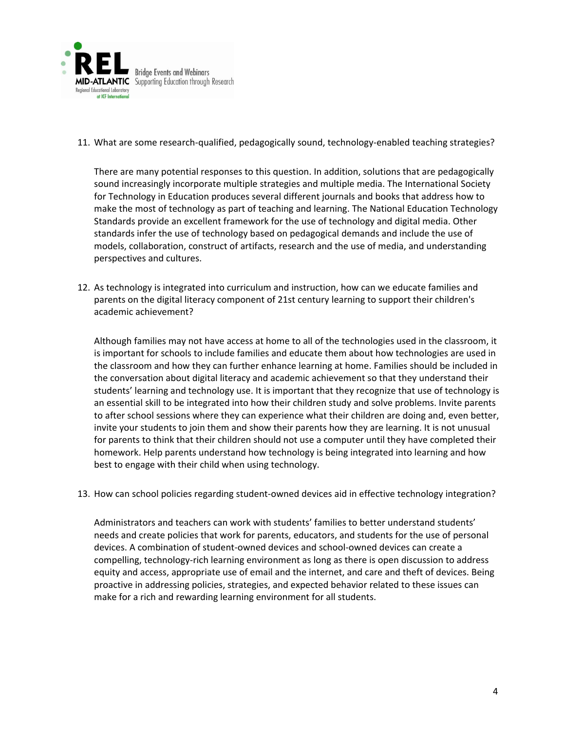11. What are some research-qualified, pedagogically sound, technology-enabled teaching strategies?

    There are many potential responses to this question. In addition, solutions that are pedagogically sound increasingly incorporate multiple strategies and multiple media. The International Society for Technology in Education produces several different journals and books that address how to make the most of technology as part of teaching and learning. The National Education Technology Standards provide an excellent framework for the use of technology and digital media. Other standards infer the use of technology based on pedagogical demands and include the use of models, collaboration, construct of artifacts, research and the use of media, and understanding perspectives and cultures.

12. As technology is integrated into curriculum and instruction, how can we educate families and parents on the digital literacy component of 21st century learning to support their children's academic achievement?

    Although families may not have access at home to all of the technologies used in the classroom, it is important for schools to include families and educate them about how technologies are used in the classroom and how they can further enhance learning at home. Families should be included in the conversation about digital literacy and academic achievement so that they understand their students' learning and technology use. It is important that they recognize that use of technology is an essential skill to be integrated into how their children study and solve problems. Invite parents to after school sessions where they can experience what their children are doing and, even better, invite your students to join them and show their parents how they are learning. It is not unusual for parents to think that their children should not use a computer until they have completed their homework. Help parents understand how technology is being integrated into learning and how best to engage with their child when using technology.

13. How can school policies regarding student-owned devices aid in effective technology integration?

    Administrators and teachers can work with students' families to better understand students' needs and create policies that work for parents, educators, and students for the use of personal devices. A combination of student-owned devices and school-owned devices can create a compelling, technology-rich learning environment as long as there is open discussion to address equity and access, appropriate use of email and the internet, and care and theft of devices. Being proactive in addressing policies, strategies, and expected behavior related to these issues can make for a rich and rewarding learning environment for all students.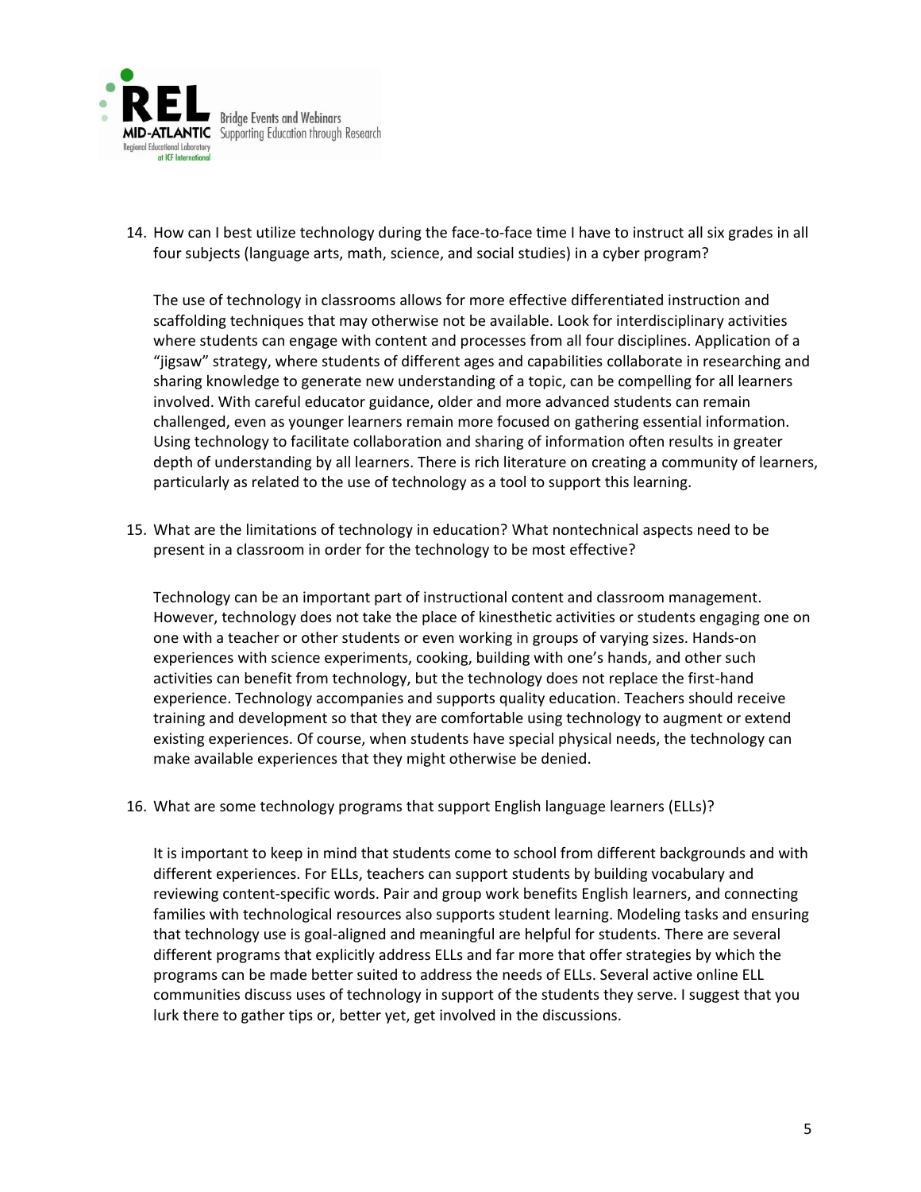14. How can I best utilize technology during the face-to-face time I have to instruct all six grades in all four subjects (language arts, math, science, and social studies) in a cyber program?

    The use of technology in classrooms allows for more effective differentiated instruction and scaffolding techniques that may otherwise not be available. Look for interdisciplinary activities where students can engage with content and processes from all four disciplines. Application of a "jigsaw" strategy, where students of different ages and capabilities collaborate in researching and sharing knowledge to generate new understanding of a topic, can be compelling for all learners involved. With careful educator guidance, older and more advanced students can remain challenged, even as younger learners remain more focused on gathering essential information. Using technology to facilitate collaboration and sharing of information often results in greater depth of understanding by all learners. There is rich literature on creating a community of learners, particularly as related to the use of technology as a tool to support this learning.

15. What are the limitations of technology in education? What nontechnical aspects need to be present in a classroom in order for the technology to be most effective?

    Technology can be an important part of instructional content and classroom management. However, technology does not take the place of kinesthetic activities or students engaging one on one with a teacher or other students or even working in groups of varying sizes. Hands-on experiences with science experiments, cooking, building with one's hands, and other such activities can benefit from technology, but the technology does not replace the first-hand experience. Technology accompanies and supports quality education. Teachers should receive training and development so that they are comfortable using technology to augment or extend existing experiences. Of course, when students have special physical needs, the technology can make available experiences that they might otherwise be denied.

16. What are some technology programs that support English language learners (ELLs)?

    It is important to keep in mind that students come to school from different backgrounds and with different experiences. For ELLs, teachers can support students by building vocabulary and reviewing content-specific words. Pair and group work benefits English learners, and connecting families with technological resources also supports student learning. Modeling tasks and ensuring that technology use is goal-aligned and meaningful are helpful for students. There are several different programs that explicitly address ELLs and far more that offer strategies by which the programs can be made better suited to address the needs of ELLs. Several active online ELL communities discuss uses of technology in support of the students they serve. I suggest that you lurk there to gather tips or, better yet, get involved in the discussions.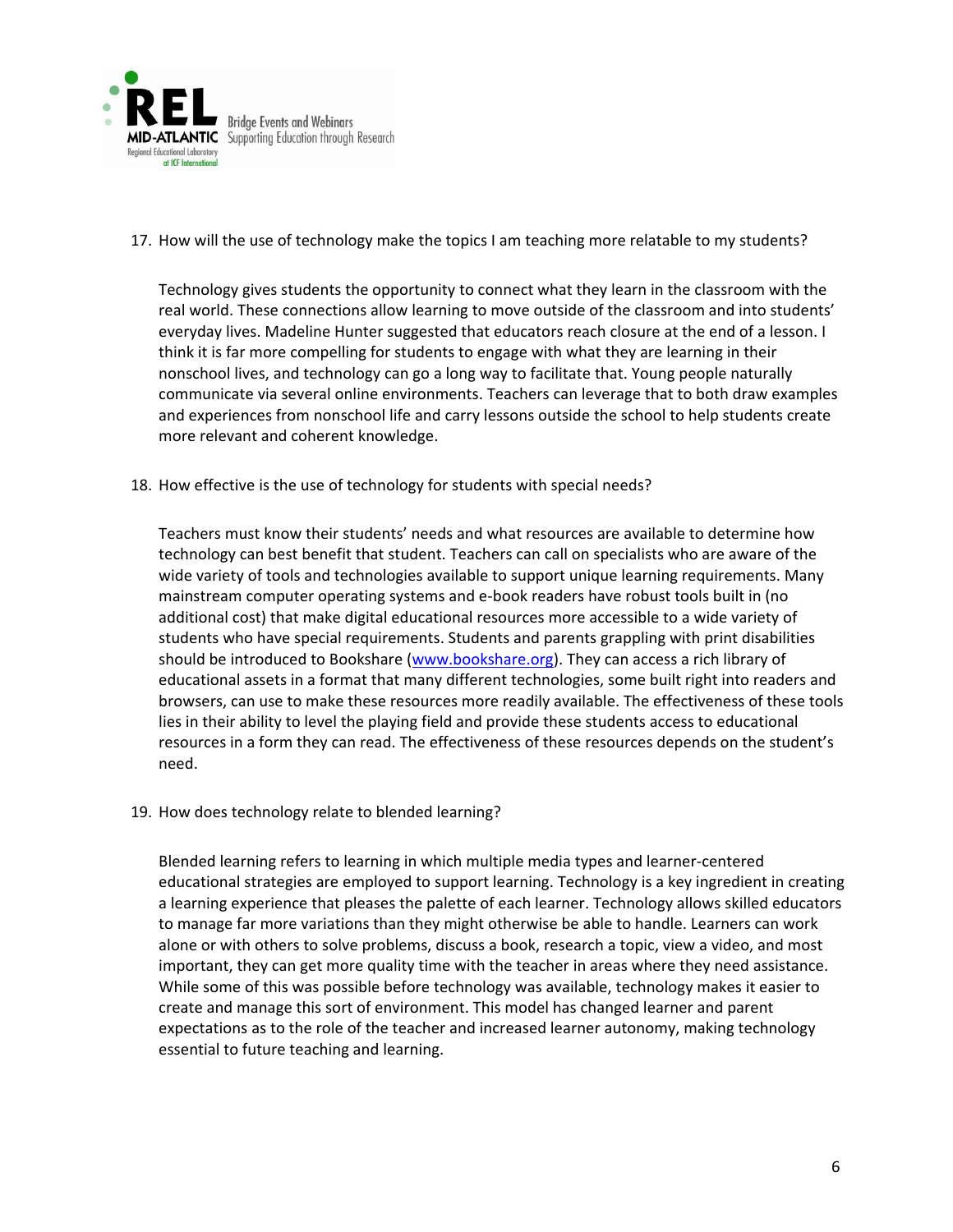17. How will the use of technology make the topics I am teaching more relatable to my students?

    Technology gives students the opportunity to connect what they learn in the classroom with the real world. These connections allow learning to move outside of the classroom and into students' everyday lives. Madeline Hunter suggested that educators reach closure at the end of a lesson. I think it is far more compelling for students to engage with what they are learning in their nonschool lives, and technology can go a long way to facilitate that. Young people naturally communicate via several online environments. Teachers can leverage that to both draw examples and experiences from nonschool life and carry lessons outside the school to help students create more relevant and coherent knowledge.

18. How effective is the use of technology for students with special needs?

    Teachers must know their students' needs and what resources are available to determine how technology can best benefit that student. Teachers can call on specialists who are aware of the wide variety of tools and technologies available to support unique learning requirements. Many mainstream computer operating systems and e-book readers have robust tools built in (no additional cost) that make digital educational resources more accessible to a wide variety of students who have special requirements. Students and parents grappling with print disabilities should be introduced to Bookshare ([www.bookshare.org](http://www.bookshare.org)). They can access a rich library of educational assets in a format that many different technologies, some built right into readers and browsers, can use to make these resources more readily available. The effectiveness of these tools lies in their ability to level the playing field and provide these students access to educational resources in a form they can read. The effectiveness of these resources depends on the student's need.

19. How does technology relate to blended learning?

    Blended learning refers to learning in which multiple media types and learner-centered educational strategies are employed to support learning. Technology is a key ingredient in creating a learning experience that pleases the palette of each learner. Technology allows skilled educators to manage far more variations than they might otherwise be able to handle. Learners can work alone or with others to solve problems, discuss a book, research a topic, view a video, and most important, they can get more quality time with the teacher in areas where they need assistance. While some of this was possible before technology was available, technology makes it easier to create and manage this sort of environment. This model has changed learner and parent expectations as to the role of the teacher and increased learner autonomy, making technology essential to future teaching and learning.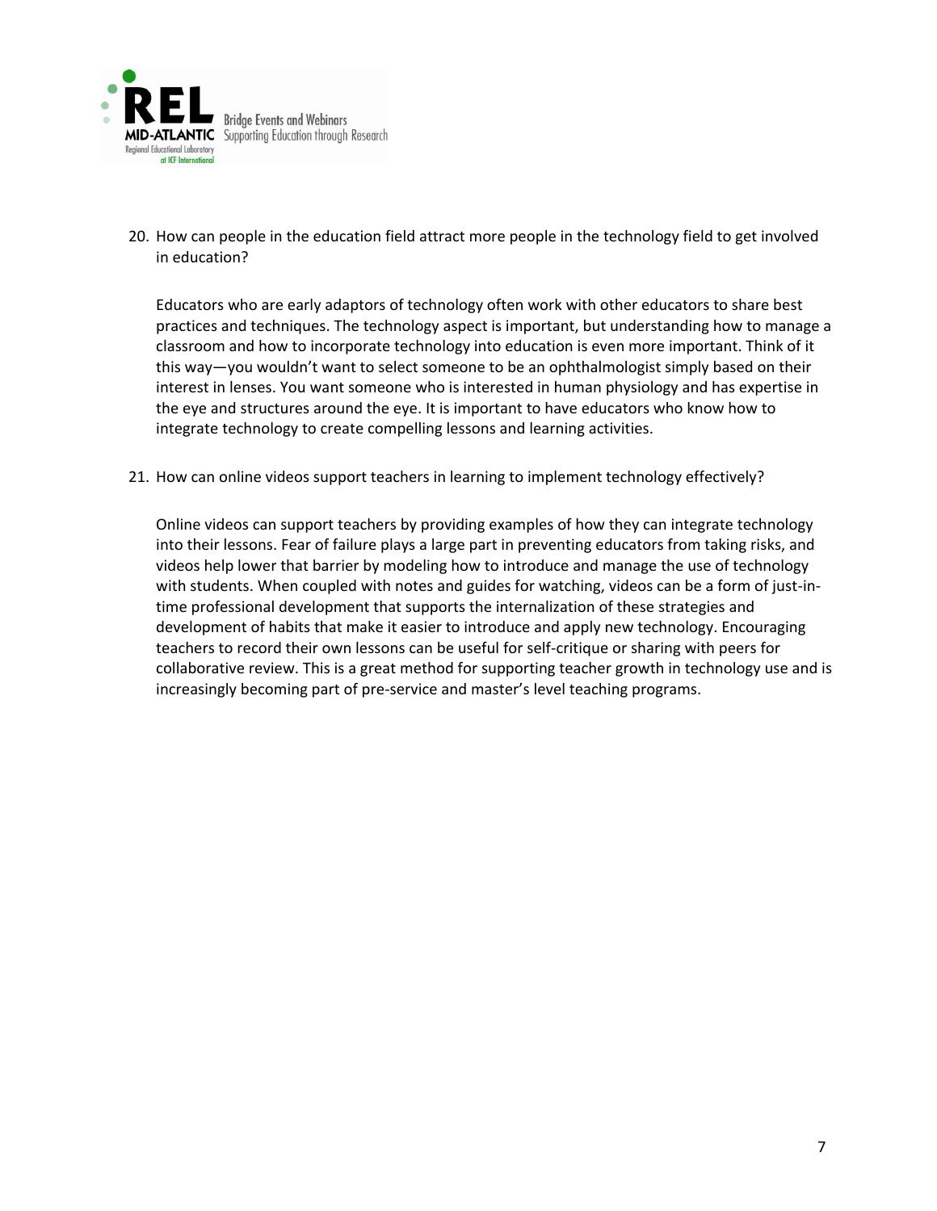20. How can people in the education field attract more people in the technology field to get involved in education?

    Educators who are early adaptors of technology often work with other educators to share best practices and techniques. The technology aspect is important, but understanding how to manage a classroom and how to incorporate technology into education is even more important. Think of it this way—you wouldn't want to select someone to be an ophthalmologist simply based on their interest in lenses. You want someone who is interested in human physiology and has expertise in the eye and structures around the eye. It is important to have educators who know how to integrate technology to create compelling lessons and learning activities.

21. How can online videos support teachers in learning to implement technology effectively?

    Online videos can support teachers by providing examples of how they can integrate technology into their lessons. Fear of failure plays a large part in preventing educators from taking risks, and videos help lower that barrier by modeling how to introduce and manage the use of technology with students. When coupled with notes and guides for watching, videos can be a form of just-in-time professional development that supports the internalization of these strategies and development of habits that make it easier to introduce and apply new technology. Encouraging teachers to record their own lessons can be useful for self-critique or sharing with peers for collaborative review. This is a great method for supporting teacher growth in technology use and is increasingly becoming part of pre-service and master's level teaching programs.